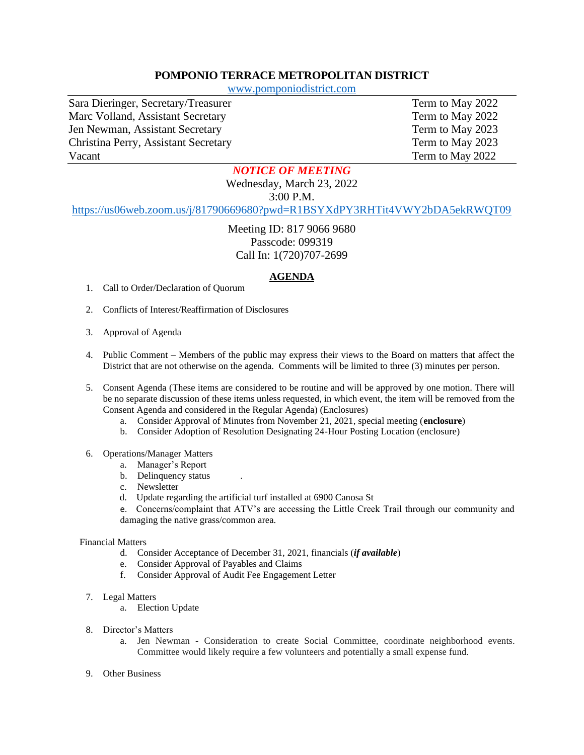# POMPONIO TERRACE METROPOLITAN DISTRICT

www.pomponiodistrict.com

| | |
|---|---|
| Sara Dieringer, Secretary/Treasurer | Term to May 2022 |
| Marc Volland, Assistant Secretary | Term to May 2022 |
| Jen Newman, Assistant Secretary | Term to May 2023 |
| Christina Perry, Assistant Secretary | Term to May 2023 |
| Vacant | Term to May 2022 |

***NOTICE OF MEETING***

Wednesday, March 23, 2022

3:00 P.M.

https://us06web.zoom.us/j/81790669680?pwd=R1BSYXdPY3RHTit4VWY2bDA5ekRWQT09

Meeting ID: 817 9066 9680

Passcode: 099319

Call In: 1(720)707-2699

## AGENDA

1. Call to Order/Declaration of Quorum

2. Conflicts of Interest/Reaffirmation of Disclosures

3. Approval of Agenda

4. Public Comment – Members of the public may express their views to the Board on matters that affect the District that are not otherwise on the agenda. Comments will be limited to three (3) minutes per person.

5. Consent Agenda (These items are considered to be routine and will be approved by one motion. There will be no separate discussion of these items unless requested, in which event, the item will be removed from the Consent Agenda and considered in the Regular Agenda) (Enclosures)
   a. Consider Approval of Minutes from November 21, 2021, special meeting (**enclosure**)
   b. Consider Adoption of Resolution Designating 24-Hour Posting Location (enclosure)

6. Operations/Manager Matters
   a. Manager's Report
   b. Delinquency status .
   c. Newsletter
   d. Update regarding the artificial turf installed at 6900 Canosa St
   e. Concerns/complaint that ATV's are accessing the Little Creek Trail through our community and damaging the native grass/common area.

   Financial Matters
   d. Consider Acceptance of December 31, 2021, financials (***if available***)
   e. Consider Approval of Payables and Claims
   f. Consider Approval of Audit Fee Engagement Letter

7. Legal Matters
   a. Election Update

8. Director's Matters
   a. Jen Newman - Consideration to create Social Committee, coordinate neighborhood events. Committee would likely require a few volunteers and potentially a small expense fund.

9. Other Business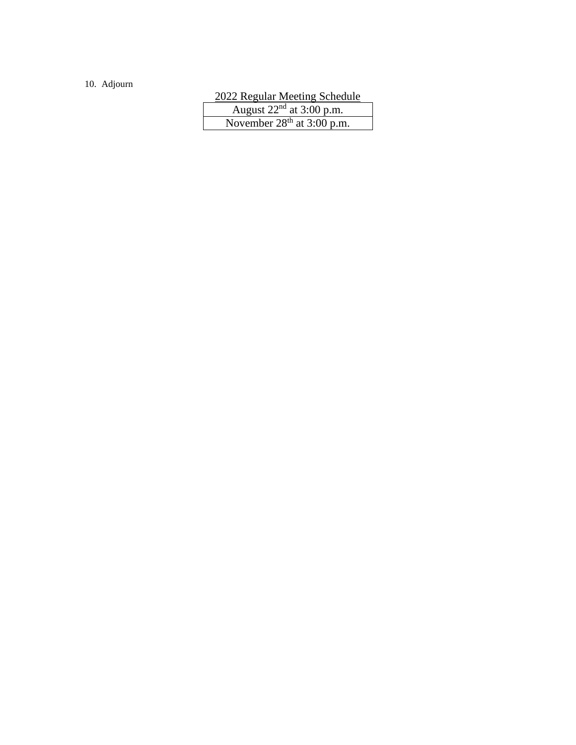10. Adjourn

2022 Regular Meeting Schedule

| |
|---|
| August 22nd at 3:00 p.m. |
| November 28th at 3:00 p.m. |